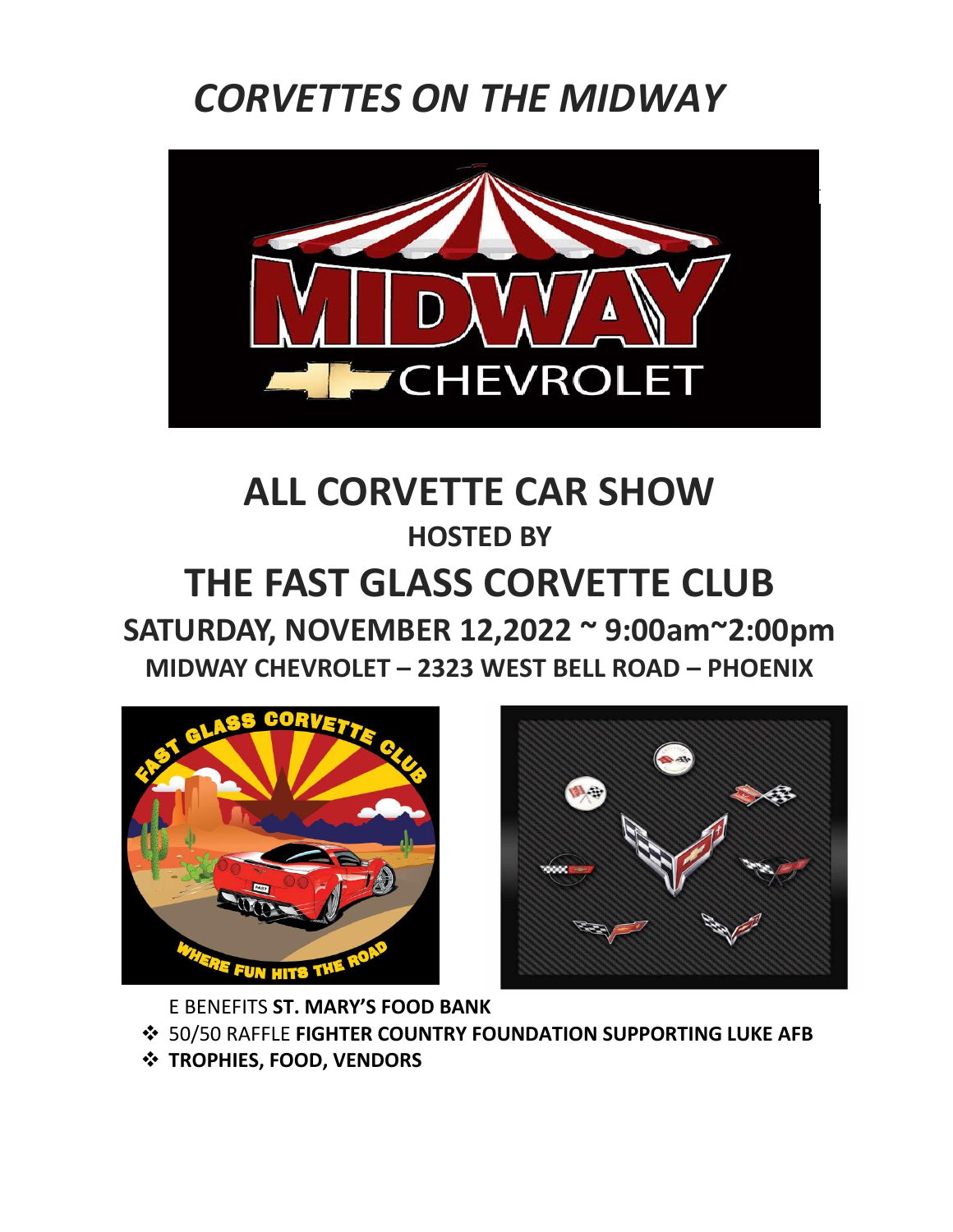# *CORVETTES ON THE MIDWAY*

# ALL CORVETTE CAR SHOW

### HOSTED BY

# THE FAST GLASS CORVETTE CLUB

## SATURDAY, NOVEMBER 12,2022 ~ 9:00am~2:00pm

### MIDWAY CHEVROLET – 2323 WEST BELL ROAD – PHOENIX

E BENEFITS **ST. MARY'S FOOD BANK**

- 50/50 RAFFLE **FIGHTER COUNTRY FOUNDATION SUPPORTING LUKE AFB**
- **TROPHIES, FOOD, VENDORS**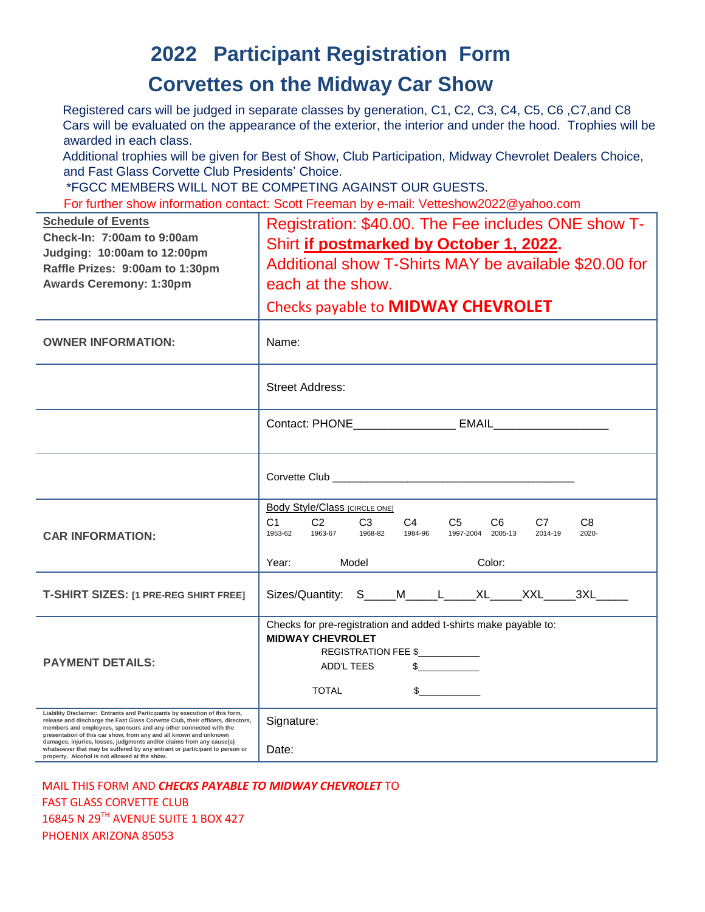# 2022 Participant Registration Form

# Corvettes on the Midway Car Show

Registered cars will be judged in separate classes by generation, C1, C2, C3, C4, C5, C6 ,C7,and C8 Cars will be evaluated on the appearance of the exterior, the interior and under the hood. Trophies will be awarded in each class.

Additional trophies will be given for Best of Show, Club Participation, Midway Chevrolet Dealers Choice, and Fast Glass Corvette Club Presidents' Choice.

*FGCC MEMBERS WILL NOT BE COMPETING AGAINST OUR GUESTS.

For further show information contact: Scott Freeman by e-mail: Vetteshow2022@yahoo.com

| | |
|---|---|
| **Schedule of Events**<br>**Check-In: 7:00am to 9:00am**<br>**Judging: 10:00am to 12:00pm**<br>**Raffle Prizes: 9:00am to 1:30pm**<br>**Awards Ceremony: 1:30pm** | Registration: $40.00. The Fee includes ONE show T-Shirt **if postmarked by October 1, 2022.**<br>Additional show T-Shirts MAY be available $20.00 for each at the show.<br>Checks payable to **MIDWAY CHEVROLET** |
| **OWNER INFORMATION:** | Name: |
| | Street Address: |
| | Contact: PHONE_______________ EMAIL_________________ |
| | Corvette Club ____________________________________ |
| **CAR INFORMATION:** | Body Style/Class [CIRCLE ONE]<br>C1 1953-62 C2 1963-67 C3 1968-82 C4 1984-96 C5 1997-2004 C6 2005-13 C7 2014-19 C8 2020-<br><br>Year: Model Color: |
| **T-SHIRT SIZES: [1 PRE-REG SHIRT FREE]** | Sizes/Quantity: S_____M_____L_____XL_____XXL_____3XL_____ |
| **PAYMENT DETAILS:** | Checks for pre-registration and added t-shirts make payable to:<br>**MIDWAY CHEVROLET**<br>REGISTRATION FEE $___________<br>ADD'L TEES $___________<br>TOTAL $___________ |
| Liability Disclaimer: Entrants and Participants by execution of this form, release and discharge the Fast Glass Corvette Club, their officers, directors, members and employees, sponsors and any other connected with the presentation of this car show, from any and all known and unknown damages, injuries, losses, judgments and/or claims from any cause(s) whatsoever that may be suffered by any entrant or participant to person or property. Alcohol is not allowed at the show. | Signature:<br><br>Date: |

MAIL THIS FORM AND ***CHECKS PAYABLE TO MIDWAY CHEVROLET*** TO
FAST GLASS CORVETTE CLUB
16845 N 29TH AVENUE SUITE 1 BOX 427
PHOENIX ARIZONA 85053